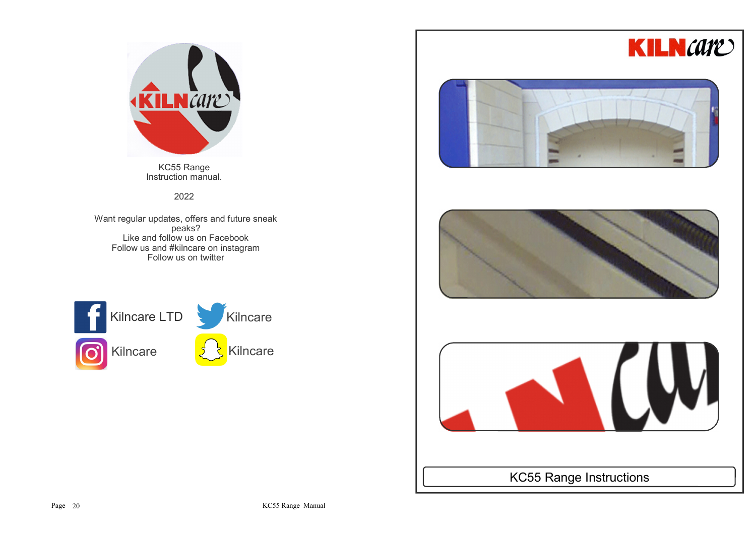KC55 Range
Instruction manual.

2022

Want regular updates, offers and future sneak peaks?
Like and follow us on Facebook
Follow us and #kilncare on instagram
Follow us on twitter

Kilncare LTD

Kilncare

Kilncare

Kilncare

KILNcare

# KC55 Range Instructions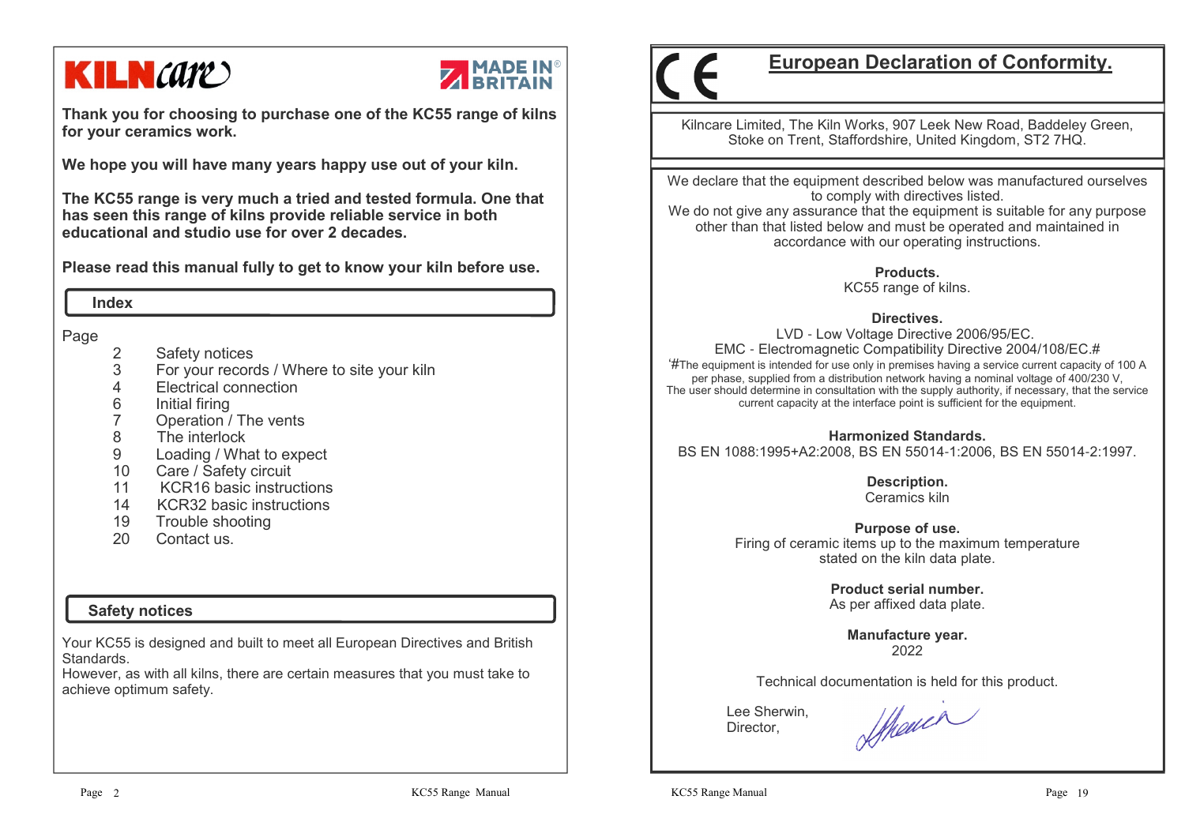**KILNcare** | **MADE IN BRITAIN**

**Thank you for choosing to purchase one of the KC55 range of kilns for your ceramics work.**

**We hope you will have many years happy use out of your kiln.**

**The KC55 range is very much a tried and tested formula. One that has seen this range of kilns provide reliable service in both educational and studio use for over 2 decades.**

**Please read this manual fully to get to know your kiln before use.**

## Index

| Page | |
|---|---|
| 2 | Safety notices |
| 3 | For your records / Where to site your kiln |
| 4 | Electrical connection |
| 6 | Initial firing |
| 7 | Operation / The vents |
| 8 | The interlock |
| 9 | Loading / What to expect |
| 10 | Care / Safety circuit |
| 11 | KCR16 basic instructions |
| 14 | KCR32 basic instructions |
| 19 | Trouble shooting |
| 20 | Contact us. |

## Safety notices

Your KC55 is designed and built to meet all European Directives and British Standards.
However, as with all kilns, there are certain measures that you must take to achieve optimum safety.

# CE European Declaration of Conformity.

Kilncare Limited, The Kiln Works, 907 Leek New Road, Baddeley Green, Stoke on Trent, Staffordshire, United Kingdom, ST2 7HQ.

We declare that the equipment described below was manufactured ourselves to comply with directives listed.
We do not give any assurance that the equipment is suitable for any purpose other than that listed below and must be operated and maintained in accordance with our operating instructions.

**Products.**
KC55 range of kilns.

**Directives.**
LVD - Low Voltage Directive 2006/95/EC.
EMC - Electromagnetic Compatibility Directive 2004/108/EC.#
'#The equipment is intended for use only in premises having a service current capacity of 100 A per phase, supplied from a distribution network having a nominal voltage of 400/230 V, The user should determine in consultation with the supply authority, if necessary, that the service current capacity at the interface point is sufficient for the equipment.

**Harmonized Standards.**
BS EN 1088:1995+A2:2008, BS EN 55014-1:2006, BS EN 55014-2:1997.

**Description.**
Ceramics kiln

**Purpose of use.**
Firing of ceramic items up to the maximum temperature stated on the kiln data plate.

**Product serial number.**
As per affixed data plate.

**Manufacture year.**
2022

Technical documentation is held for this product.

Lee Sherwin,
Director,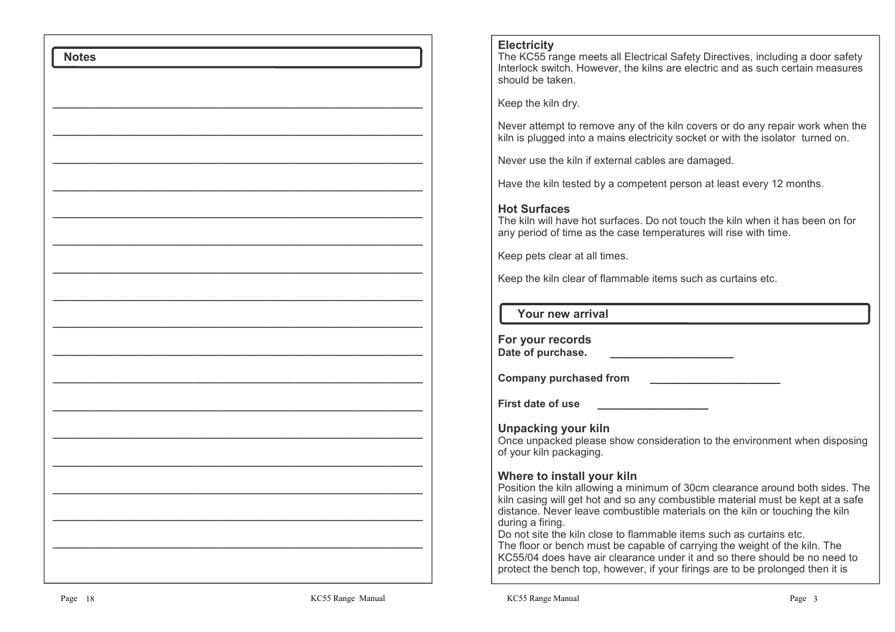## Notes

________________________________________________

________________________________________________

________________________________________________

________________________________________________

________________________________________________

________________________________________________

________________________________________________

________________________________________________

________________________________________________

________________________________________________

________________________________________________

________________________________________________

________________________________________________

________________________________________________

________________________________________________

________________________________________________

________________________________________________

### Electricity

The KC55 range meets all Electrical Safety Directives, including a door safety Interlock switch. However, the kilns are electric and as such certain measures should be taken.

Keep the kiln dry.

Never attempt to remove any of the kiln covers or do any repair work when the kiln is plugged into a mains electricity socket or with the isolator turned on.

Never use the kiln if external cables are damaged.

Have the kiln tested by a competent person at least every 12 months.

### Hot Surfaces

The kiln will have hot surfaces. Do not touch the kiln when it has been on for any period of time as the case temperatures will rise with time.

Keep pets clear at all times.

Keep the kiln clear of flammable items such as curtains etc.

## Your new arrival

### For your records

**Date of purchase.** ____________________

**Company purchased from** ____________________

**First date of use** __________________

### Unpacking your kiln

Once unpacked please show consideration to the environment when disposing of your kiln packaging.

### Where to install your kiln

Position the kiln allowing a minimum of 30cm clearance around both sides. The kiln casing will get hot and so any combustible material must be kept at a safe distance. Never leave combustible materials on the kiln or touching the kiln during a firing.

Do not site the kiln close to flammable items such as curtains etc.

The floor or bench must be capable of carrying the weight of the kiln. The KC55/04 does have air clearance under it and so there should be no need to protect the bench top, however, if your firings are to be prolonged then it is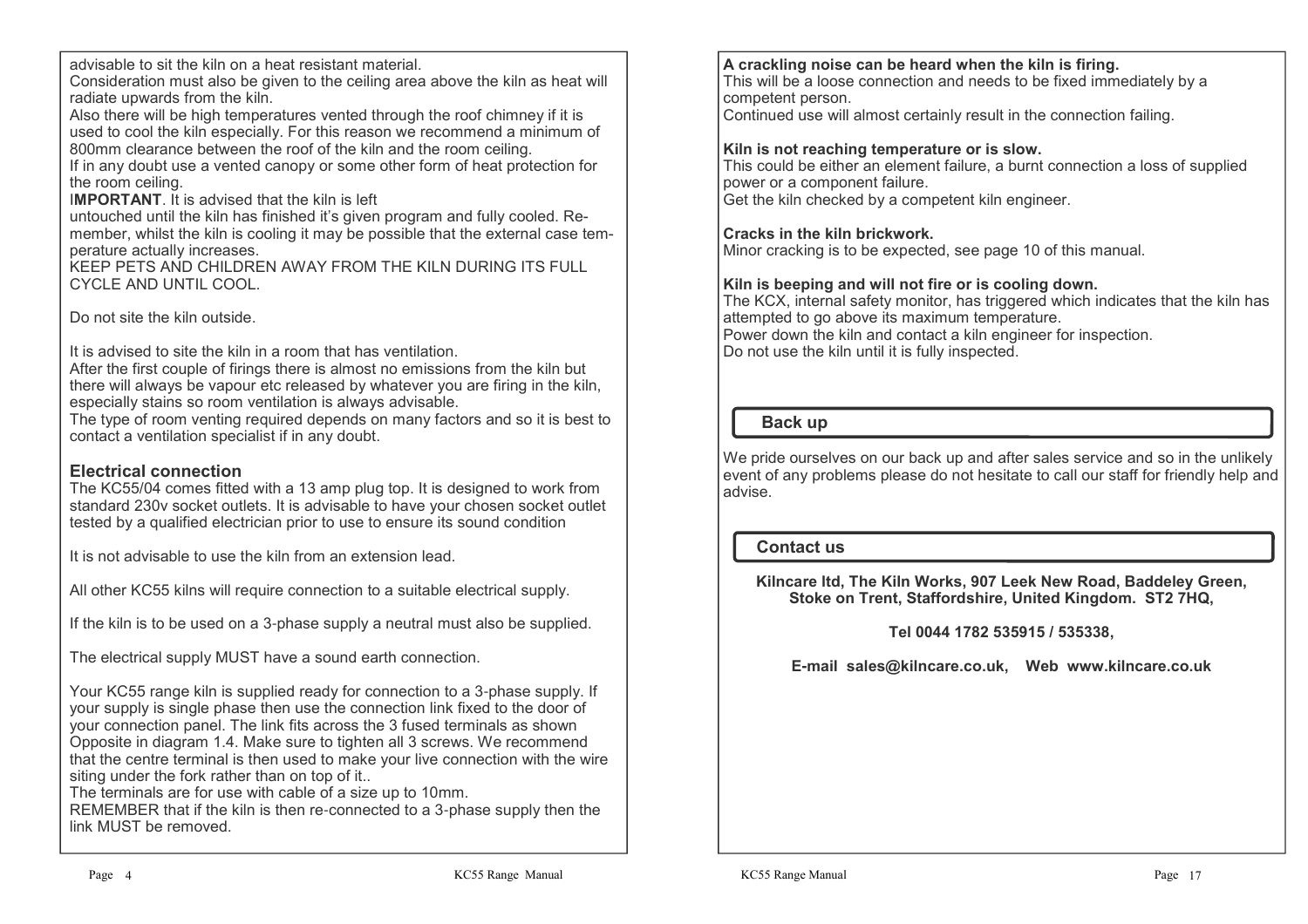advisable to sit the kiln on a heat resistant material.
Consideration must also be given to the ceiling area above the kiln as heat will radiate upwards from the kiln.
Also there will be high temperatures vented through the roof chimney if it is used to cool the kiln especially. For this reason we recommend a minimum of 800mm clearance between the roof of the kiln and the room ceiling.
If in any doubt use a vented canopy or some other form of heat protection for the room ceiling.
I**MPORTANT**. It is advised that the kiln is left untouched until the kiln has finished it's given program and fully cooled. Remember, whilst the kiln is cooling it may be possible that the external case temperature actually increases.
KEEP PETS AND CHILDREN AWAY FROM THE KILN DURING ITS FULL CYCLE AND UNTIL COOL.

Do not site the kiln outside.

It is advised to site the kiln in a room that has ventilation.
After the first couple of firings there is almost no emissions from the kiln but there will always be vapour etc released by whatever you are firing in the kiln, especially stains so room ventilation is always advisable.
The type of room venting required depends on many factors and so it is best to contact a ventilation specialist if in any doubt.

## Electrical connection

The KC55/04 comes fitted with a 13 amp plug top. It is designed to work from standard 230v socket outlets. It is advisable to have your chosen socket outlet tested by a qualified electrician prior to use to ensure its sound condition

It is not advisable to use the kiln from an extension lead.

All other KC55 kilns will require connection to a suitable electrical supply.

If the kiln is to be used on a 3-phase supply a neutral must also be supplied.

The electrical supply MUST have a sound earth connection.

Your KC55 range kiln is supplied ready for connection to a 3-phase supply. If your supply is single phase then use the connection link fixed to the door of your connection panel. The link fits across the 3 fused terminals as shown Opposite in diagram 1.4. Make sure to tighten all 3 screws. We recommend that the centre terminal is then used to make your live connection with the wire siting under the fork rather than on top of it..
The terminals are for use with cable of a size up to 10mm.
REMEMBER that if the kiln is then re-connected to a 3-phase supply then the link MUST be removed.

**A crackling noise can be heard when the kiln is firing.**
This will be a loose connection and needs to be fixed immediately by a competent person.
Continued use will almost certainly result in the connection failing.

**Kiln is not reaching temperature or is slow.**
This could be either an element failure, a burnt connection a loss of supplied power or a component failure.
Get the kiln checked by a competent kiln engineer.

**Cracks in the kiln brickwork.**
Minor cracking is to be expected, see page 10 of this manual.

**Kiln is beeping and will not fire or is cooling down.**
The KCX, internal safety monitor, has triggered which indicates that the kiln has attempted to go above its maximum temperature.
Power down the kiln and contact a kiln engineer for inspection.
Do not use the kiln until it is fully inspected.

## Back up

We pride ourselves on our back up and after sales service and so in the unlikely event of any problems please do not hesitate to call our staff for friendly help and advise.

## Contact us

**Kilncare ltd, The Kiln Works, 907 Leek New Road, Baddeley Green, Stoke on Trent, Staffordshire, United Kingdom. ST2 7HQ,**

**Tel 0044 1782 535915 / 535338,**

**E-mail sales@kilncare.co.uk, Web www.kilncare.co.uk**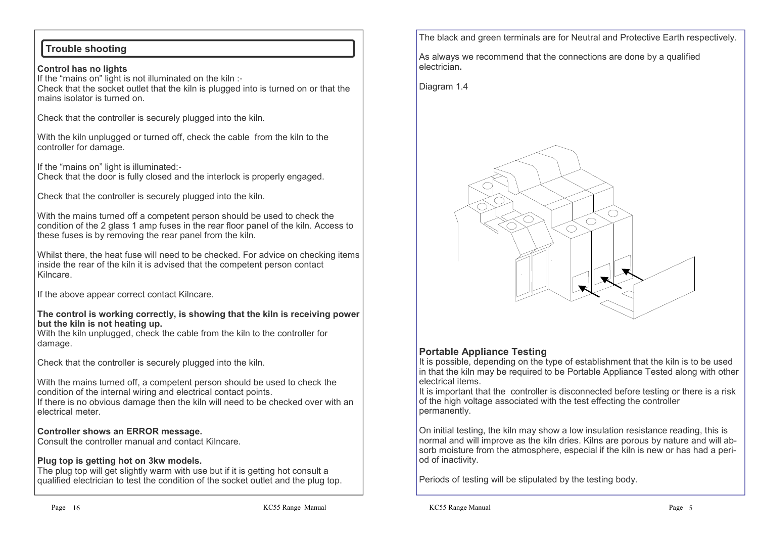## Trouble shooting

**Control has no lights**

If the "mains on" light is not illuminated on the kiln :-
Check that the socket outlet that the kiln is plugged into is turned on or that the mains isolator is turned on.

Check that the controller is securely plugged into the kiln.

With the kiln unplugged or turned off, check the cable from the kiln to the controller for damage.

If the "mains on" light is illuminated:-
Check that the door is fully closed and the interlock is properly engaged.

Check that the controller is securely plugged into the kiln.

With the mains turned off a competent person should be used to check the condition of the 2 glass 1 amp fuses in the rear floor panel of the kiln. Access to these fuses is by removing the rear panel from the kiln.

Whilst there, the heat fuse will need to be checked. For advice on checking items inside the rear of the kiln it is advised that the competent person contact Kilncare.

If the above appear correct contact Kilncare.

**The control is working correctly, is showing that the kiln is receiving power but the kiln is not heating up.**

With the kiln unplugged, check the cable from the kiln to the controller for damage.

Check that the controller is securely plugged into the kiln.

With the mains turned off, a competent person should be used to check the condition of the internal wiring and electrical contact points.
If there is no obvious damage then the kiln will need to be checked over with an electrical meter.

**Controller shows an ERROR message.**

Consult the controller manual and contact Kilncare.

**Plug top is getting hot on 3kw models.**

The plug top will get slightly warm with use but if it is getting hot consult a qualified electrician to test the condition of the socket outlet and the plug top.

The black and green terminals are for Neutral and Protective Earth respectively.

As always we recommend that the connections are done by a qualified electrician**.**

Diagram 1.4

### Portable Appliance Testing

It is possible, depending on the type of establishment that the kiln is to be used in that the kiln may be required to be Portable Appliance Tested along with other electrical items.
It is important that the controller is disconnected before testing or there is a risk of the high voltage associated with the test effecting the controller permanently.

On initial testing, the kiln may show a low insulation resistance reading, this is normal and will improve as the kiln dries. Kilns are porous by nature and will absorb moisture from the atmosphere, especial if the kiln is new or has had a period of inactivity.

Periods of testing will be stipulated by the testing body.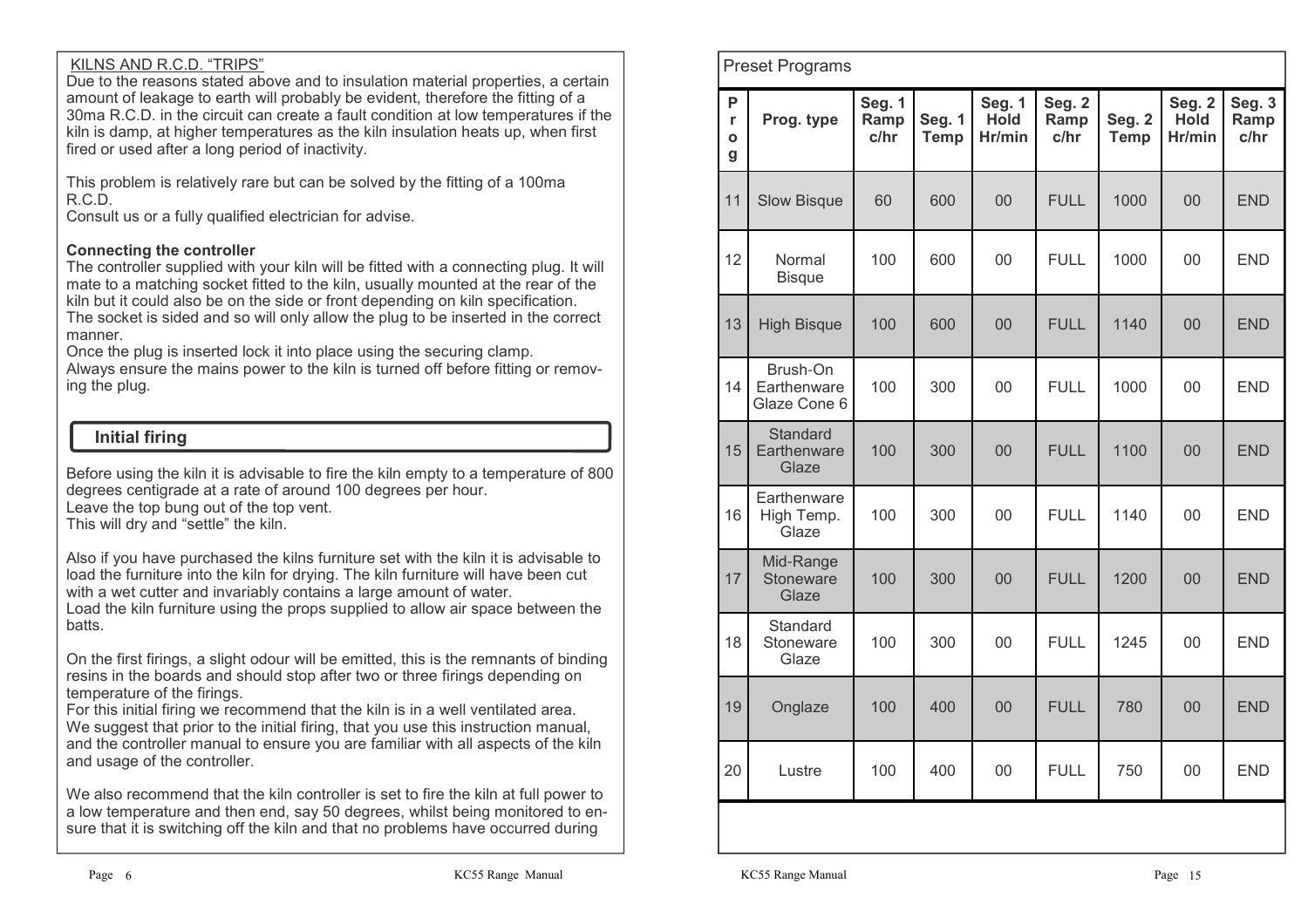KILNS AND R.C.D. "TRIPS"

Due to the reasons stated above and to insulation material properties, a certain amount of leakage to earth will probably be evident, therefore the fitting of a 30ma R.C.D. in the circuit can create a fault condition at low temperatures if the kiln is damp, at higher temperatures as the kiln insulation heats up, when first fired or used after a long period of inactivity.

This problem is relatively rare but can be solved by the fitting of a 100ma R.C.D.

Consult us or a fully qualified electrician for advise.

**Connecting the controller**

The controller supplied with your kiln will be fitted with a connecting plug. It will mate to a matching socket fitted to the kiln, usually mounted at the rear of the kiln but it could also be on the side or front depending on kiln specification.

The socket is sided and so will only allow the plug to be inserted in the correct manner.

Once the plug is inserted lock it into place using the securing clamp.

Always ensure the mains power to the kiln is turned off before fitting or removing the plug.

## Initial firing

Before using the kiln it is advisable to fire the kiln empty to a temperature of 800 degrees centigrade at a rate of around 100 degrees per hour.

Leave the top bung out of the top vent.

This will dry and "settle" the kiln.

Also if you have purchased the kilns furniture set with the kiln it is advisable to load the furniture into the kiln for drying. The kiln furniture will have been cut with a wet cutter and invariably contains a large amount of water.

Load the kiln furniture using the props supplied to allow air space between the batts.

On the first firings, a slight odour will be emitted, this is the remnants of binding resins in the boards and should stop after two or three firings depending on temperature of the firings.

For this initial firing we recommend that the kiln is in a well ventilated area.

We suggest that prior to the initial firing, that you use this instruction manual, and the controller manual to ensure you are familiar with all aspects of the kiln and usage of the controller.

We also recommend that the kiln controller is set to fire the kiln at full power to a low temperature and then end, say 50 degrees, whilst being monitored to ensure that it is switching off the kiln and that no problems have occurred during

## Preset Programs

| Prog | Prog. type | Seg. 1 Ramp c/hr | Seg. 1 Temp | Seg. 1 Hold Hr/min | Seg. 2 Ramp c/hr | Seg. 2 Temp | Seg. 2 Hold Hr/min | Seg. 3 Ramp c/hr |
|---|---|---|---|---|---|---|---|---|
| 11 | Slow Bisque | 60 | 600 | 00 | FULL | 1000 | 00 | END |
| 12 | Normal Bisque | 100 | 600 | 00 | FULL | 1000 | 00 | END |
| 13 | High Bisque | 100 | 600 | 00 | FULL | 1140 | 00 | END |
| 14 | Brush-On Earthenware Glaze Cone 6 | 100 | 300 | 00 | FULL | 1000 | 00 | END |
| 15 | Standard Earthenware Glaze | 100 | 300 | 00 | FULL | 1100 | 00 | END |
| 16 | Earthenware High Temp. Glaze | 100 | 300 | 00 | FULL | 1140 | 00 | END |
| 17 | Mid-Range Stoneware Glaze | 100 | 300 | 00 | FULL | 1200 | 00 | END |
| 18 | Standard Stoneware Glaze | 100 | 300 | 00 | FULL | 1245 | 00 | END |
| 19 | Onglaze | 100 | 400 | 00 | FULL | 780 | 00 | END |
| 20 | Lustre | 100 | 400 | 00 | FULL | 750 | 00 | END |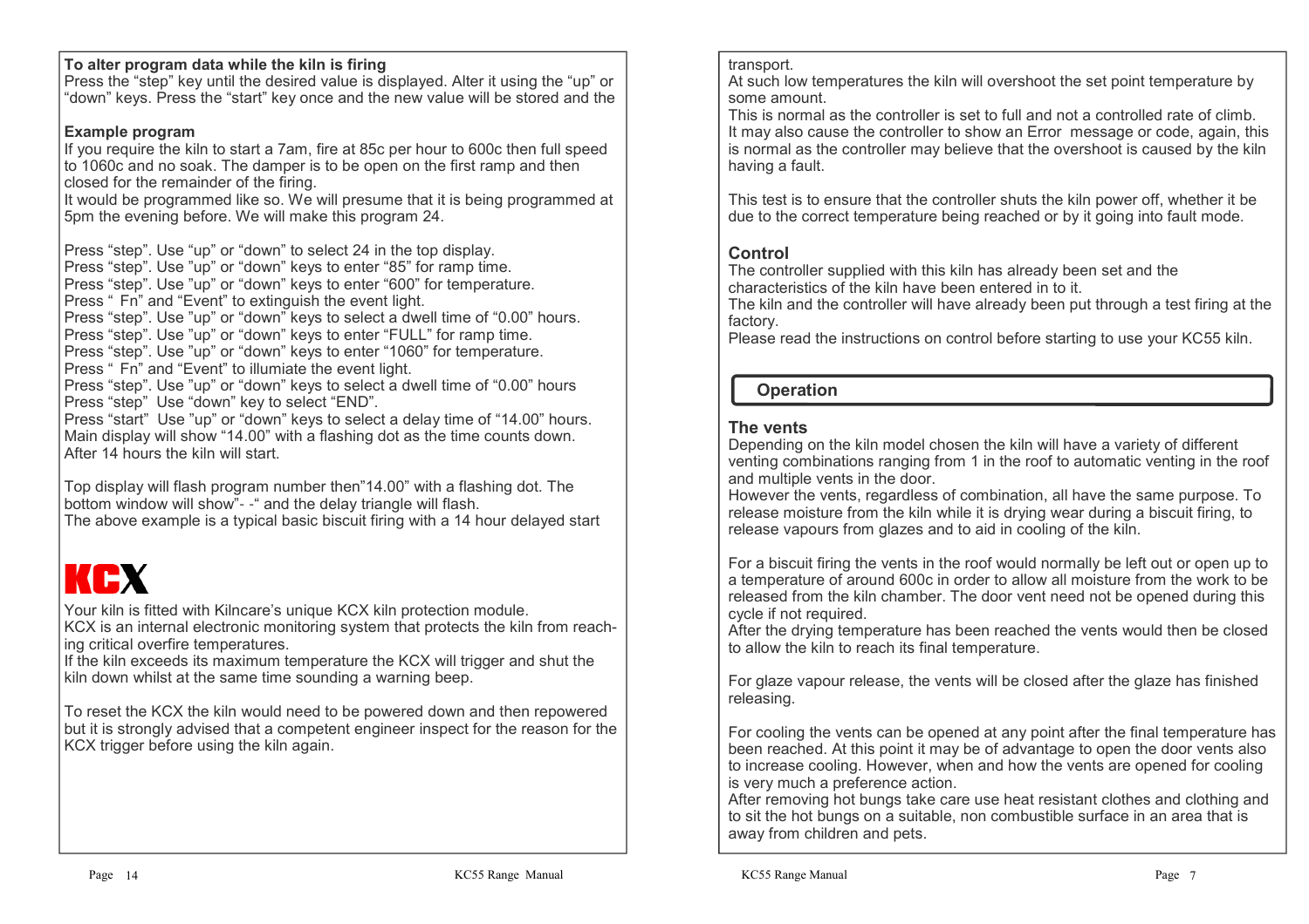### To alter program data while the kiln is firing

Press the “step” key until the desired value is displayed. Alter it using the “up” or “down” keys. Press the “start” key once and the new value will be stored and the

### Example program

If you require the kiln to start a 7am, fire at 85c per hour to 600c then full speed to 1060c and no soak. The damper is to be open on the first ramp and then closed for the remainder of the firing.
It would be programmed like so. We will presume that it is being programmed at 5pm the evening before. We will make this program 24.

Press “step”. Use ”up” or “down” to select 24 in the top display.
Press “step”. Use ”up” or “down” keys to enter “85” for ramp time.
Press “step”. Use ”up” or “down” keys to enter “600” for temperature.
Press “ Fn” and “Event” to extinguish the event light.
Press “step”. Use ”up” or “down” keys to select a dwell time of “0.00” hours.
Press “step”. Use ”up” or “down” keys to enter “FULL” for ramp time.
Press “step”. Use ”up” or “down” keys to enter “1060” for temperature.
Press “ Fn” and “Event” to illuminate the event light.
Press “step”. Use ”up” or “down” keys to select a dwell time of “0.00” hours
Press “step” Use “down” key to select “END”.
Press “start” Use ”up” or “down” keys to select a delay time of “14.00” hours.
Main display will show “14.00” with a flashing dot as the time counts down.
After 14 hours the kiln will start.

Top display will flash program number then”14.00” with a flashing dot. The bottom window will show”- -“ and the delay triangle will flash.
The above example is a typical basic biscuit firing with a 14 hour delayed start

## KCX

Your kiln is fitted with Kilncare’s unique KCX kiln protection module.
KCX is an internal electronic monitoring system that protects the kiln from reaching critical overfire temperatures.
If the kiln exceeds its maximum temperature the KCX will trigger and shut the kiln down whilst at the same time sounding a warning beep.

To reset the KCX the kiln would need to be powered down and then repowered but it is strongly advised that a competent engineer inspect for the reason for the KCX trigger before using the kiln again.

transport.
At such low temperatures the kiln will overshoot the set point temperature by some amount.
This is normal as the controller is set to full and not a controlled rate of climb.
It may also cause the controller to show an Error message or code, again, this is normal as the controller may believe that the overshoot is caused by the kiln having a fault.

This test is to ensure that the controller shuts the kiln power off, whether it be due to the correct temperature being reached or by it going into fault mode.

### Control

The controller supplied with this kiln has already been set and the characteristics of the kiln have been entered in to it.
The kiln and the controller will have already been put through a test firing at the factory.
Please read the instructions on control before starting to use your KC55 kiln.

## Operation

### The vents

Depending on the kiln model chosen the kiln will have a variety of different venting combinations ranging from 1 in the roof to automatic venting in the roof and multiple vents in the door.
However the vents, regardless of combination, all have the same purpose. To release moisture from the kiln while it is drying wear during a biscuit firing, to release vapours from glazes and to aid in cooling of the kiln.

For a biscuit firing the vents in the roof would normally be left out or open up to a temperature of around 600c in order to allow all moisture from the work to be released from the kiln chamber. The door vent need not be opened during this cycle if not required.
After the drying temperature has been reached the vents would then be closed to allow the kiln to reach its final temperature.

For glaze vapour release, the vents will be closed after the glaze has finished releasing.

For cooling the vents can be opened at any point after the final temperature has been reached. At this point it may be of advantage to open the door vents also to increase cooling. However, when and how the vents are opened for cooling is very much a preference action.
After removing hot bungs take care use heat resistant clothes and clothing and to sit the hot bungs on a suitable, non combustible surface in an area that is away from children and pets.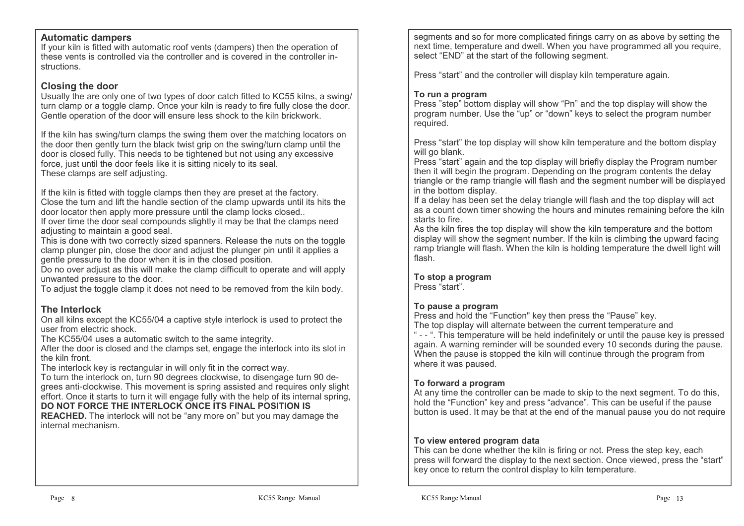## Automatic dampers

If your kiln is fitted with automatic roof vents (dampers) then the operation of these vents is controlled via the controller and is covered in the controller instructions.

## Closing the door

Usually the are only one of two types of door catch fitted to KC55 kilns, a swing/turn clamp or a toggle clamp. Once your kiln is ready to fire fully close the door. Gentle operation of the door will ensure less shock to the kiln brickwork.

If the kiln has swing/turn clamps the swing them over the matching locators on the door then gently turn the black twist grip on the swing/turn clamp until the door is closed fully. This needs to be tightened but not using any excessive force, just until the door feels like it is sitting nicely to its seal.
These clamps are self adjusting.

If the kiln is fitted with toggle clamps then they are preset at the factory.
Close the turn and lift the handle section of the clamp upwards until its hits the door locator then apply more pressure until the clamp locks closed..
If over time the door seal compounds slightly it may be that the clamps need adjusting to maintain a good seal.
This is done with two correctly sized spanners. Release the nuts on the toggle clamp plunger pin, close the door and adjust the plunger pin until it applies a gentle pressure to the door when it is in the closed position.
Do no over adjust as this will make the clamp difficult to operate and will apply unwanted pressure to the door.
To adjust the toggle clamp it does not need to be removed from the kiln body.

## The Interlock

On all kilns except the KC55/04 a captive style interlock is used to protect the user from electric shock.
The KC55/04 uses a automatic switch to the same integrity.
After the door is closed and the clamps set, engage the interlock into its slot in the kiln front.
The interlock key is rectangular in will only fit in the correct way.
To turn the interlock on, turn 90 degrees clockwise, to disengage turn 90 degrees anti-clockwise. This movement is spring assisted and requires only slight effort. Once it starts to turn it will engage fully with the help of its internal spring,
**DO NOT FORCE THE INTERLOCK ONCE ITS FINAL POSITION IS REACHED.** The interlock will not be "any more on" but you may damage the internal mechanism.

segments and so for more complicated firings carry on as above by setting the next time, temperature and dwell. When you have programmed all you require, select "END" at the start of the following segment.

Press "start" and the controller will display kiln temperature again.

**To run a program**
Press "step" bottom display will show "Pn" and the top display will show the program number. Use the "up" or "down" keys to select the program number required.

Press "start" the top display will show kiln temperature and the bottom display will go blank.
Press "start" again and the top display will briefly display the Program number then it will begin the program. Depending on the program contents the delay triangle or the ramp triangle will flash and the segment number will be displayed in the bottom display.
If a delay has been set the delay triangle will flash and the top display will act as a count down timer showing the hours and minutes remaining before the kiln starts to fire.
As the kiln fires the top display will show the kiln temperature and the bottom display will show the segment number. If the kiln is climbing the upward facing ramp triangle will flash. When the kiln is holding temperature the dwell light will flash.

**To stop a program**
Press "start".

**To pause a program**
Press and hold the "Function" key then press the "Pause" key.
The top display will alternate between the current temperature and
" - - ". This temperature will be held indefinitely or until the pause key is pressed again. A warning reminder will be sounded every 10 seconds during the pause. When the pause is stopped the kiln will continue through the program from where it was paused.

**To forward a program**
At any time the controller can be made to skip to the next segment. To do this, hold the "Function" key and press "advance". This can be useful if the pause button is used. It may be that at the end of the manual pause you do not require

**To view entered program data**
This can be done whether the kiln is firing or not. Press the step key, each press will forward the display to the next section. Once viewed, press the "start" key once to return the control display to kiln temperature.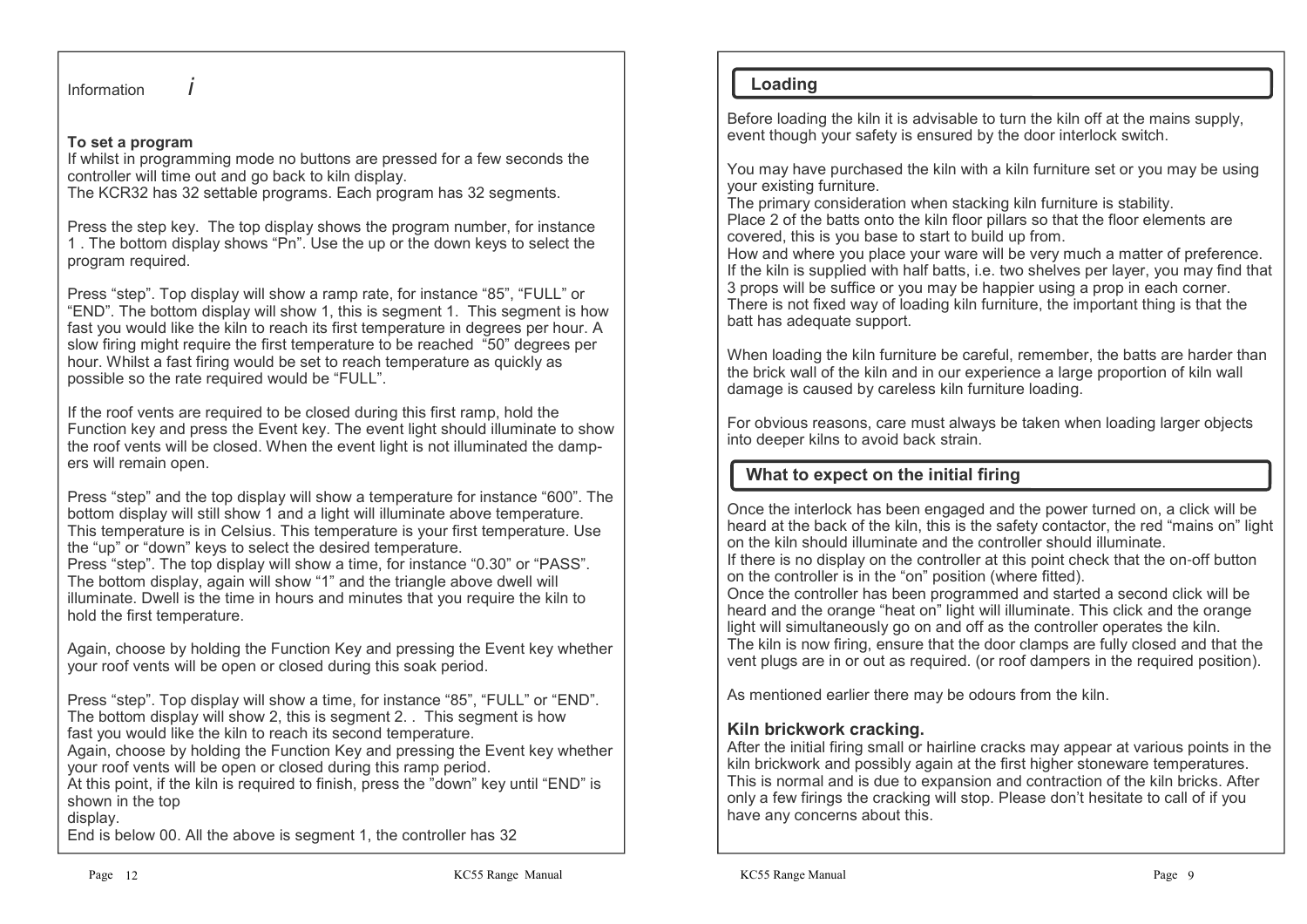Information *i*

**To set a program**
If whilst in programming mode no buttons are pressed for a few seconds the controller will time out and go back to kiln display.
The KCR32 has 32 settable programs. Each program has 32 segments.

Press the step key. The top display shows the program number, for instance 1 . The bottom display shows "Pn". Use the up or the down keys to select the program required.

Press "step". Top display will show a ramp rate, for instance "85", "FULL" or "END". The bottom display will show 1, this is segment 1. This segment is how fast you would like the kiln to reach its first temperature in degrees per hour. A slow firing might require the first temperature to be reached "50" degrees per hour. Whilst a fast firing would be set to reach temperature as quickly as possible so the rate required would be "FULL".

If the roof vents are required to be closed during this first ramp, hold the Function key and press the Event key. The event light should illuminate to show the roof vents will be closed. When the event light is not illuminated the dampers will remain open.

Press "step" and the top display will show a temperature for instance "600". The bottom display will still show 1 and a light will illuminate above temperature. This temperature is in Celsius. This temperature is your first temperature. Use the "up" or "down" keys to select the desired temperature.
Press "step". The top display will show a time, for instance "0.30" or "PASS". The bottom display, again will show "1" and the triangle above dwell will illuminate. Dwell is the time in hours and minutes that you require the kiln to hold the first temperature.

Again, choose by holding the Function Key and pressing the Event key whether your roof vents will be open or closed during this soak period.

Press "step". Top display will show a time, for instance "85", "FULL" or "END". The bottom display will show 2, this is segment 2. . This segment is how fast you would like the kiln to reach its second temperature.
Again, choose by holding the Function Key and pressing the Event key whether your roof vents will be open or closed during this ramp period.
At this point, if the kiln is required to finish, press the "down" key until "END" is shown in the top
display.
End is below 00. All the above is segment 1, the controller has 32

## Loading

Before loading the kiln it is advisable to turn the kiln off at the mains supply, event though your safety is ensured by the door interlock switch.

You may have purchased the kiln with a kiln furniture set or you may be using your existing furniture.
The primary consideration when stacking kiln furniture is stability.
Place 2 of the batts onto the kiln floor pillars so that the floor elements are covered, this is you base to start to build up from.
How and where you place your ware will be very much a matter of preference. If the kiln is supplied with half batts, i.e. two shelves per layer, you may find that 3 props will be suffice or you may be happier using a prop in each corner. There is not fixed way of loading kiln furniture, the important thing is that the batt has adequate support.

When loading the kiln furniture be careful, remember, the batts are harder than the brick wall of the kiln and in our experience a large proportion of kiln wall damage is caused by careless kiln furniture loading.

For obvious reasons, care must always be taken when loading larger objects into deeper kilns to avoid back strain.

## What to expect on the initial firing

Once the interlock has been engaged and the power turned on, a click will be heard at the back of the kiln, this is the safety contactor, the red "mains on" light on the kiln should illuminate and the controller should illuminate.
If there is no display on the controller at this point check that the on-off button on the controller is in the "on" position (where fitted).
Once the controller has been programmed and started a second click will be heard and the orange "heat on" light will illuminate. This click and the orange light will simultaneously go on and off as the controller operates the kiln.
The kiln is now firing, ensure that the door clamps are fully closed and that the vent plugs are in or out as required. (or roof dampers in the required position).

As mentioned earlier there may be odours from the kiln.

### Kiln brickwork cracking.

After the initial firing small or hairline cracks may appear at various points in the kiln brickwork and possibly again at the first higher stoneware temperatures. This is normal and is due to expansion and contraction of the kiln bricks. After only a few firings the cracking will stop. Please don't hesitate to call of if you have any concerns about this.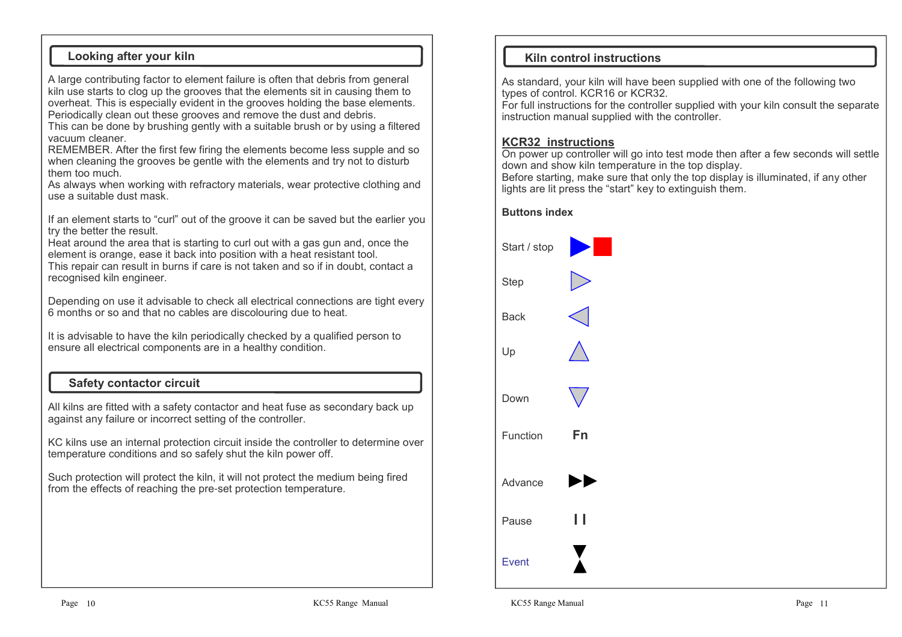## Looking after your kiln

A large contributing factor to element failure is often that debris from general kiln use starts to clog up the grooves that the elements sit in causing them to overheat. This is especially evident in the grooves holding the base elements. Periodically clean out these grooves and remove the dust and debris.
This can be done by brushing gently with a suitable brush or by using a filtered vacuum cleaner.
REMEMBER. After the first few firing the elements become less supple and so when cleaning the grooves be gentle with the elements and try not to disturb them too much.
As always when working with refractory materials, wear protective clothing and use a suitable dust mask.

If an element starts to “curl” out of the groove it can be saved but the earlier you try the better the result.
Heat around the area that is starting to curl out with a gas gun and, once the element is orange, ease it back into position with a heat resistant tool.
This repair can result in burns if care is not taken and so if in doubt, contact a recognised kiln engineer.

Depending on use it advisable to check all electrical connections are tight every 6 months or so and that no cables are discolouring due to heat.

It is advisable to have the kiln periodically checked by a qualified person to ensure all electrical components are in a healthy condition.

## Safety contactor circuit

All kilns are fitted with a safety contactor and heat fuse as secondary back up against any failure or incorrect setting of the controller.

KC kilns use an internal protection circuit inside the controller to determine over temperature conditions and so safely shut the kiln power off.

Such protection will protect the kiln, it will not protect the medium being fired from the effects of reaching the pre-set protection temperature.

## Kiln control instructions

As standard, your kiln will have been supplied with one of the following two types of control. KCR16 or KCR32.
For full instructions for the controller supplied with your kiln consult the separate instruction manual supplied with the controller.

### KCR32 instructions

On power up controller will go into test mode then after a few seconds will settle down and show kiln temperature in the top display.
Before starting, make sure that only the top display is illuminated, if any other lights are lit press the “start” key to extinguish them.

**Buttons index**

Start / stop ▶ ■

Step ▷

Back ◁

Up △

Down ▽

Function **Fn**

Advance ▶▶

Pause I I

Event ⧗